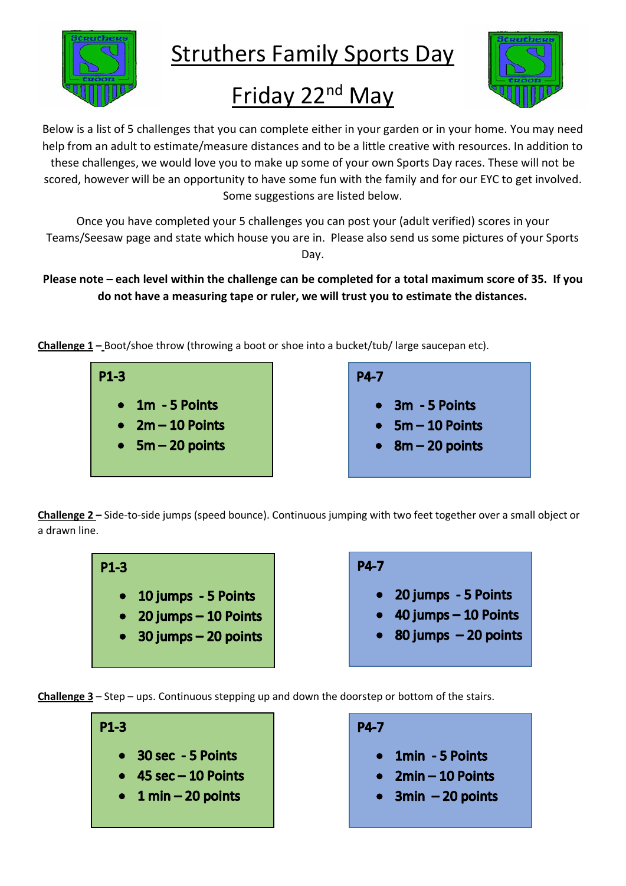# Struthers Family Sports Day

## Friday 22nd May

Below is a list of 5 challenges that you can complete either in your garden or in your home. You may need help from an adult to estimate/measure distances and to be a little creative with resources. In addition to these challenges, we would love you to make up some of your own Sports Day races. These will not be scored, however will be an opportunity to have some fun with the family and for our EYC to get involved. Some suggestions are listed below.

Once you have completed your 5 challenges you can post your (adult verified) scores in your Teams/Seesaw page and state which house you are in. Please also send us some pictures of your Sports Day.

**Please note – each level within the challenge can be completed for a total maximum score of 35. If you do not have a measuring tape or ruler, we will trust you to estimate the distances.**

**Challenge 1 –** Boot/shoe throw (throwing a boot or shoe into a bucket/tub/ large saucepan etc).

**P1-3**

- 1m - 5 Points
- 2m – 10 Points
- 5m – 20 points

**P4-7**

- 3m - 5 Points
- 5m – 10 Points
- 8m – 20 points

**Challenge 2 –** Side-to-side jumps (speed bounce). Continuous jumping with two feet together over a small object or a drawn line.

**P1-3**

- 10 jumps - 5 Points
- 20 jumps – 10 Points
- 30 jumps – 20 points

**P4-7**

- 20 jumps - 5 Points
- 40 jumps – 10 Points
- 80 jumps – 20 points

**Challenge 3** – Step – ups. Continuous stepping up and down the doorstep or bottom of the stairs.

**P1-3**

- 30 sec - 5 Points
- 45 sec – 10 Points
- 1 min – 20 points

**P4-7**

- 1min - 5 Points
- 2min – 10 Points
- 3min – 20 points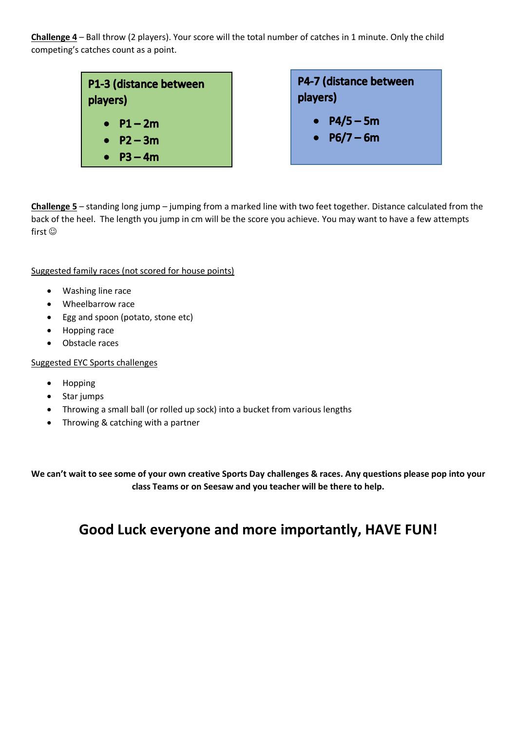**Challenge 4** – Ball throw (2 players). Your score will the total number of catches in 1 minute. Only the child competing's catches count as a point.

**P1-3 (distance between players)**

- **P1 – 2m**
- **P2 – 3m**
- **P3 – 4m**

**P4-7 (distance between players)**

- **P4/5 – 5m**
- **P6/7 – 6m**

**Challenge 5** – standing long jump – jumping from a marked line with two feet together. Distance calculated from the back of the heel. The length you jump in cm will be the score you achieve. You may want to have a few attempts first ☺

Suggested family races (not scored for house points)

- Washing line race
- Wheelbarrow race
- Egg and spoon (potato, stone etc)
- Hopping race
- Obstacle races

Suggested EYC Sports challenges

- Hopping
- Star jumps
- Throwing a small ball (or rolled up sock) into a bucket from various lengths
- Throwing & catching with a partner

**We can't wait to see some of your own creative Sports Day challenges & races. Any questions please pop into your class Teams or on Seesaw and you teacher will be there to help.**

## Good Luck everyone and more importantly, HAVE FUN!